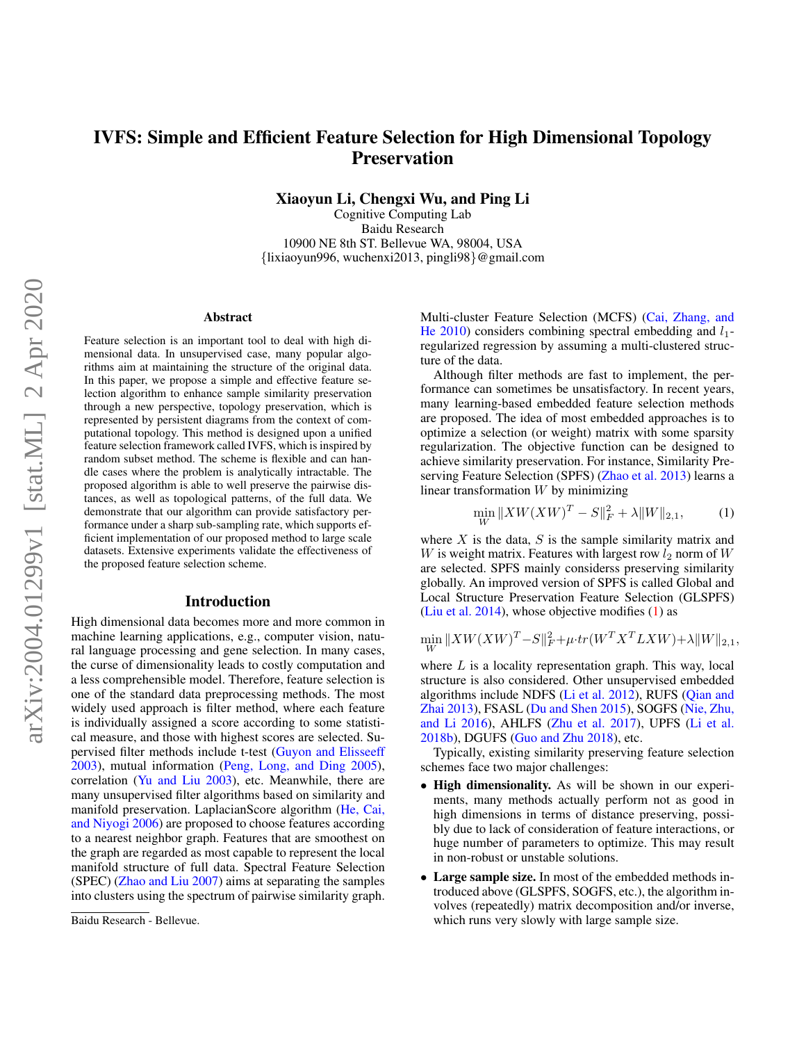# IVFS: Simple and Efficient Feature Selection for High Dimensional Topology Preservation

**Xiaoyun Li, Chengxi Wu, and Ping Li**
Cognitive Computing Lab
Baidu Research
10900 NE 8th ST. Bellevue WA, 98004, USA
{lixiaoyun996, wuchenxi2013, pingli98}@gmail.com

## Abstract

Feature selection is an important tool to deal with high dimensional data. In unsupervised case, many popular algorithms aim at maintaining the structure of the original data. In this paper, we propose a simple and effective feature selection algorithm to enhance sample similarity preservation through a new perspective, topology preservation, which is represented by persistent diagrams from the context of computational topology. This method is designed upon a unified feature selection framework called IVFS, which is inspired by random subset method. The scheme is flexible and can handle cases where the problem is analytically intractable. The proposed algorithm is able to well preserve the pairwise distances, as well as topological patterns, of the full data. We demonstrate that our algorithm can provide satisfactory performance under a sharp sub-sampling rate, which supports efficient implementation of our proposed method to large scale datasets. Extensive experiments validate the effectiveness of the proposed feature selection scheme.

## Introduction

High dimensional data becomes more and more common in machine learning applications, e.g., computer vision, natural language processing and gene selection. In many cases, the curse of dimensionality leads to costly computation and a less comprehensible model. Therefore, feature selection is one of the standard data preprocessing methods. The most widely used approach is filter method, where each feature is individually assigned a score according to some statistical measure, and those with highest scores are selected. Supervised filter methods include t-test (Guyon and Elisseeff 2003), mutual information (Peng, Long, and Ding 2005), correlation (Yu and Liu 2003), etc. Meanwhile, there are many unsupervised filter algorithms based on similarity and manifold preservation. LaplacianScore algorithm (He, Cai, and Niyogi 2006) are proposed to choose features according to a nearest neighbor graph. Features that are smoothest on the graph are regarded as most capable to represent the local manifold structure of full data. Spectral Feature Selection (SPEC) (Zhao and Liu 2007) aims at separating the samples into clusters using the spectrum of pairwise similarity graph. Multi-cluster Feature Selection (MCFS) (Cai, Zhang, and He 2010) considers combining spectral embedding and $l_1$-regularized regression by assuming a multi-clustered structure of the data.

Although filter methods are fast to implement, the performance can sometimes be unsatisfactory. In recent years, many learning-based embedded feature selection methods are proposed. The idea of most embedded approaches is to optimize a selection (or weight) matrix with some sparsity regularization. The objective function can be designed to achieve similarity preservation. For instance, Similarity Preserving Feature Selection (SPFS) (Zhao et al. 2013) learns a linear transformation $W$ by minimizing

$$\min_{W} \|XW(XW)^T - S\|_F^2 + \lambda \|W\|_{2,1}, \tag{1}$$

where $X$ is the data, $S$ is the sample similarity matrix and $W$ is weight matrix. Features with largest row $l_2$ norm of $W$ are selected. SPFS mainly considerss preserving similarity globally. An improved version of SPFS is called Global and Local Structure Preservation Feature Selection (GLSPFS) (Liu et al. 2014), whose objective modifies (1) as

$$\min_{W} \|XW(XW)^T - S\|_F^2 + \mu \cdot tr(W^T X^T L X W) + \lambda \|W\|_{2,1},$$

where $L$ is a locality representation graph. This way, local structure is also considered. Other unsupervised embedded algorithms include NDFS (Li et al. 2012), RUFS (Qian and Zhai 2013), FSASL (Du and Shen 2015), SOGFS (Nie, Zhu, and Li 2016), AHLFS (Zhu et al. 2017), UPFS (Li et al. 2018b), DGUFS (Guo and Zhu 2018), etc.

Typically, existing similarity preserving feature selection schemes face two major challenges:

- **High dimensionality.** As will be shown in our experiments, many methods actually perform not as good in high dimensions in terms of distance preserving, possibly due to lack of consideration of feature interactions, or huge number of parameters to optimize. This may result in non-robust or unstable solutions.
- **Large sample size.** In most of the embedded methods introduced above (GLSPFS, SOGFS, etc.), the algorithm involves (repeatedly) matrix decomposition and/or inverse, which runs very slowly with large sample size.

Baidu Research - Bellevue.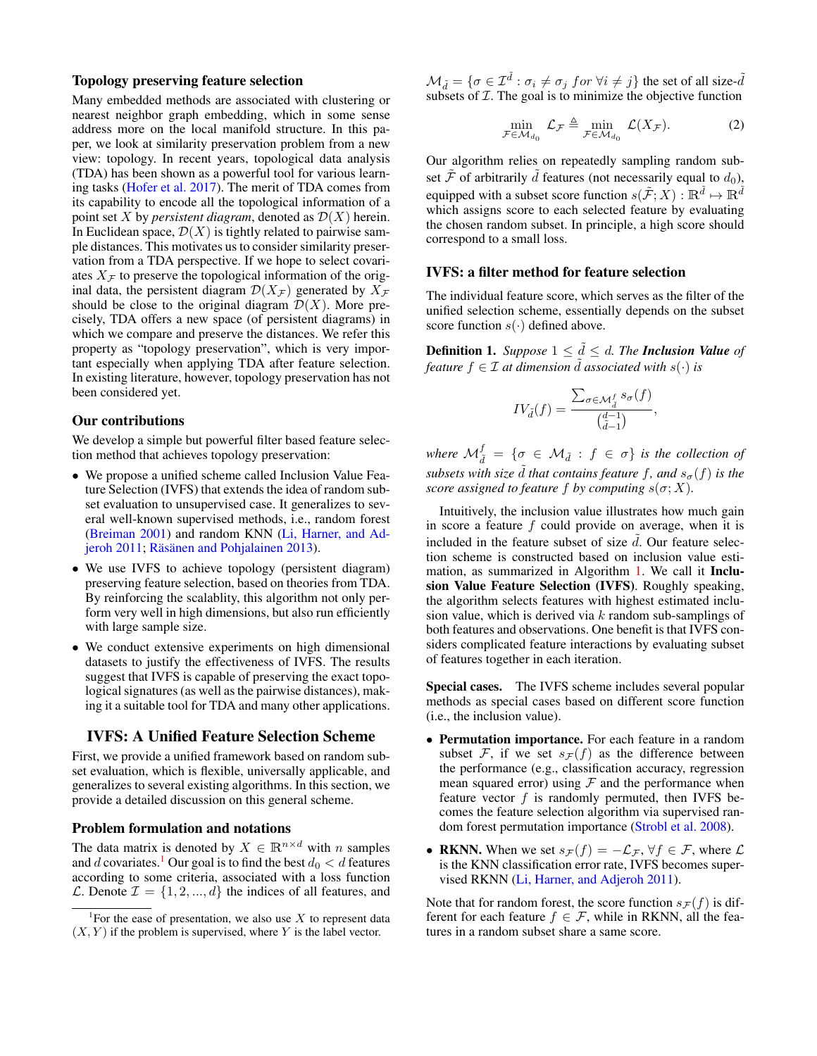### Topology preserving feature selection

Many embedded methods are associated with clustering or nearest neighbor graph embedding, which in some sense address more on the local manifold structure. In this paper, we look at similarity preservation problem from a new view: topology. In recent years, topological data analysis (TDA) has been shown as a powerful tool for various learning tasks (Hofer et al. 2017). The merit of TDA comes from its capability to encode all the topological information of a point set $X$ by *persistent diagram*, denoted as $\mathcal{D}(X)$ herein. In Euclidean space, $\mathcal{D}(X)$ is tightly related to pairwise sample distances. This motivates us to consider similarity preservation from a TDA perspective. If we hope to select covariates $X_{\mathcal{F}}$ to preserve the topological information of the original data, the persistent diagram $\mathcal{D}(X_{\mathcal{F}})$ generated by $X_{\mathcal{F}}$ should be close to the original diagram $\mathcal{D}(X)$. More precisely, TDA offers a new space (of persistent diagrams) in which we compare and preserve the distances. We refer this property as "topology preservation", which is very important especially when applying TDA after feature selection. In existing literature, however, topology preservation has not been considered yet.

### Our contributions

We develop a simple but powerful filter based feature selection method that achieves topology preservation:

- We propose a unified scheme called Inclusion Value Feature Selection (IVFS) that extends the idea of random subset evaluation to unsupervised case. It generalizes to several well-known supervised methods, i.e., random forest (Breiman 2001) and random KNN (Li, Harner, and Adjeroh 2011; Räsänen and Pohjalainen 2013).
- We use IVFS to achieve topology (persistent diagram) preserving feature selection, based on theories from TDA. By reinforcing the scalablity, this algorithm not only perform very well in high dimensions, but also run efficiently with large sample size.
- We conduct extensive experiments on high dimensional datasets to justify the effectiveness of IVFS. The results suggest that IVFS is capable of preserving the exact topological signatures (as well as the pairwise distances), making it a suitable tool for TDA and many other applications.

## IVFS: A Unified Feature Selection Scheme

First, we provide a unified framework based on random subset evaluation, which is flexible, universally applicable, and generalizes to several existing algorithms. In this section, we provide a detailed discussion on this general scheme.

### Problem formulation and notations

The data matrix is denoted by $X \in \mathbb{R}^{n\times d}$ with $n$ samples and $d$ covariates.[1] Our goal is to find the best $d_0 < d$ features according to some criteria, associated with a loss function $\mathcal{L}$. Denote $\mathcal{I} = \{1, 2, ..., d\}$ the indices of all features, and $\mathcal{M}_{\tilde{d}} = \{\sigma \in \mathcal{I}^{\tilde{d}} : \sigma_i \neq \sigma_j \ for \ \forall i \neq j\}$ the set of all size-$\tilde{d}$ subsets of $\mathcal{I}$. The goal is to minimize the objective function

$$\min_{\mathcal{F}\in\mathcal{M}_{d_0}} \mathcal{L}_{\mathcal{F}} \triangleq \min_{\mathcal{F}\in\mathcal{M}_{d_0}} \mathcal{L}(X_{\mathcal{F}}). \tag{2}$$

Our algorithm relies on repeatedly sampling random subset $\tilde{\mathcal{F}}$ of arbitrarily $\tilde{d}$ features (not necessarily equal to $d_0$), equipped with a subset score function $s(\tilde{\mathcal{F}}; X) : \mathbb{R}^{\tilde{d}} \mapsto \mathbb{R}^{\tilde{d}}$ which assigns score to each selected feature by evaluating the chosen random subset. In principle, a high score should correspond to a small loss.

### IVFS: a filter method for feature selection

The individual feature score, which serves as the filter of the unified selection scheme, essentially depends on the subset score function $s(\cdot)$ defined above.

**Definition 1.** *Suppose $1 \leq \tilde{d} \leq d$. The* ***Inclusion Value*** *of feature $f \in \mathcal{I}$ at dimension $\tilde{d}$ associated with $s(\cdot)$ is*

$$IV_{\tilde{d}}(f) = \frac{\sum_{\sigma\in\mathcal{M}_{\tilde{d}}^f} s_\sigma(f)}{\binom{d-1}{\tilde{d}-1}},$$

*where $\mathcal{M}_{\tilde{d}}^f = \{\sigma \in \mathcal{M}_{\tilde{d}} : f \in \sigma\}$ is the collection of subsets with size $\tilde{d}$ that contains feature $f$, and $s_\sigma(f)$ is the score assigned to feature $f$ by computing $s(\sigma; X)$.*

Intuitively, the inclusion value illustrates how much gain in score a feature $f$ could provide on average, when it is included in the feature subset of size $\tilde{d}$. Our feature selection scheme is constructed based on inclusion value estimation, as summarized in Algorithm 1. We call it **Inclusion Value Feature Selection (IVFS)**. Roughly speaking, the algorithm selects features with highest estimated inclusion value, which is derived via $k$ random sub-samplings of both features and observations. One benefit is that IVFS considers complicated feature interactions by evaluating subset of features together in each iteration.

**Special cases.** The IVFS scheme includes several popular methods as special cases based on different score function (i.e., the inclusion value).

- **Permutation importance.** For each feature in a random subset $\mathcal{F}$, if we set $s_{\mathcal{F}}(f)$ as the difference between the performance (e.g., classification accuracy, regression mean squared error) using $\mathcal{F}$ and the performance when feature vector $f$ is randomly permuted, then IVFS becomes the feature selection algorithm via supervised random forest permutation importance (Strobl et al. 2008).
- **RKNN.** When we set $s_{\mathcal{F}}(f) = -\mathcal{L}_{\mathcal{F}}, \forall f \in \mathcal{F}$, where $\mathcal{L}$ is the KNN classification error rate, IVFS becomes supervised RKNN (Li, Harner, and Adjeroh 2011).

Note that for random forest, the score function $s_{\mathcal{F}}(f)$ is different for each feature $f \in \mathcal{F}$, while in RKNN, all the features in a random subset share a same score.

[1] For the ease of presentation, we also use $X$ to represent data $(X, Y)$ if the problem is supervised, where $Y$ is the label vector.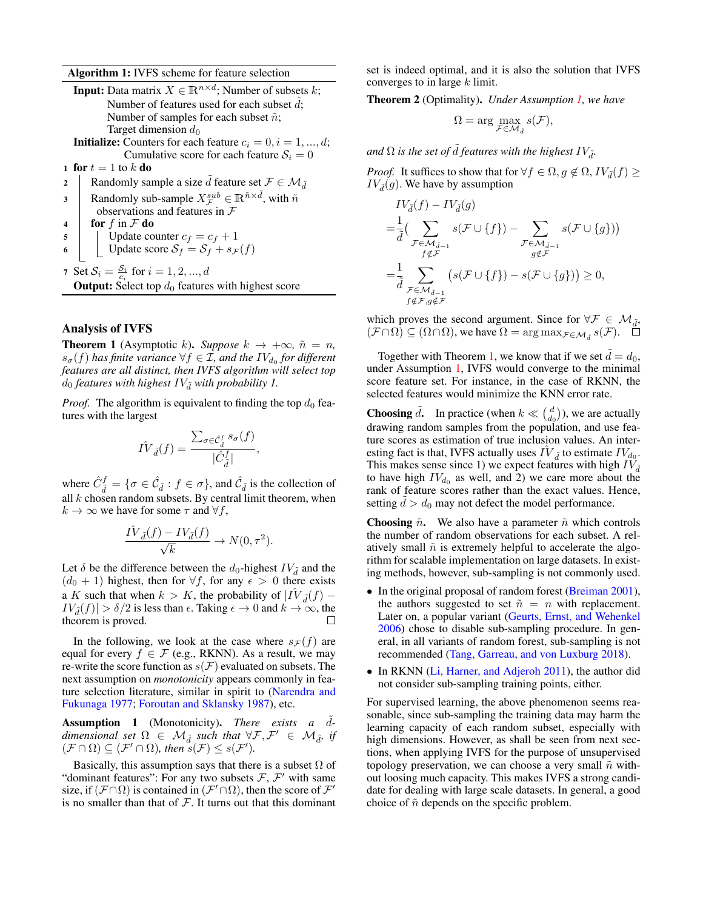**Algorithm 1:** IVFS scheme for feature selection

**Input:** Data matrix $X \in \mathbb{R}^{n \times d}$; Number of subsets $k$;
Number of features used for each subset $\tilde{d}$;
Number of samples for each subset $\tilde{n}$;
Target dimension $d_0$

**Initialize:** Counters for each feature $c_i = 0, i = 1, ..., d$;
Cumulative score for each feature $\mathcal{S}_i = 0$

1 **for** $t = 1$ to $k$ **do**
2   Randomly sample a size $\tilde{d}$ feature set $\mathcal{F} \in \mathcal{M}_{\tilde{d}}$
3   Randomly sub-sample $X^{sub}_{\mathcal{F}} \in \mathbb{R}^{\tilde{n} \times \tilde{d}}$, with $\tilde{n}$ observations and features in $\mathcal{F}$
4   **for** $f$ in $\mathcal{F}$ **do**
5     Update counter $c_f = c_f + 1$
6     Update score $\mathcal{S}_f = \mathcal{S}_f + s_{\mathcal{F}}(f)$

7 Set $\mathcal{S}_i = \frac{\mathcal{S}_i}{c_i}$ for $i = 1, 2, ..., d$

**Output:** Select top $d_0$ features with highest score

## Analysis of IVFS

**Theorem 1** (Asymptotic $k$). *Suppose $k \to +\infty$, $\tilde{n} = n$, $s_\sigma(f)$ has finite variance $\forall f \in \mathcal{I}$, and the $IV_{d_0}$ for different features are all distinct, then IVFS algorithm will select top $d_0$ features with highest $IV_{\tilde{d}}$ with probability 1.*

*Proof.* The algorithm is equivalent to finding the top $d_0$ features with the largest

$$\hat{IV}_{\tilde{d}}(f) = \frac{\sum_{\sigma \in \hat{C}^f_{\tilde{d}}} s_\sigma(f)}{|\hat{C}^f_{\tilde{d}}|},$$

where $\hat{C}^f_{\tilde{d}} = \{\sigma \in \hat{\mathcal{C}}_{\tilde{d}} : f \in \sigma\}$, and $\hat{\mathcal{C}}_{\tilde{d}}$ is the collection of all $k$ chosen random subsets. By central limit theorem, when $k \to \infty$ we have for some $\tau$ and $\forall f$,

$$\frac{\hat{IV}_{\tilde{d}}(f) - IV_{\tilde{d}}(f)}{\sqrt{k}} \to N(0, \tau^2).$$

Let $\delta$ be the difference between the $d_0$-highest $IV_{\tilde{d}}$ and the $(d_0 + 1)$ highest, then for $\forall f$, for any $\epsilon > 0$ there exists a $K$ such that when $k > K$, the probability of $|\hat{IV}_{\tilde{d}}(f) - IV_{\tilde{d}}(f)| > \delta/2$ is less than $\epsilon$. Taking $\epsilon \to 0$ and $k \to \infty$, the theorem is proved. □

In the following, we look at the case where $s_{\mathcal{F}}(f)$ are equal for every $f \in \mathcal{F}$ (e.g., RKNN). As a result, we may re-write the score function as $s(\mathcal{F})$ evaluated on subsets. The next assumption on *monotonicity* appears commonly in feature selection literature, similar in spirit to (Narendra and Fukunaga 1977; Foroutan and Sklansky 1987), etc.

**Assumption 1** (Monotonicity). *There exists a $\tilde{d}$-dimensional set $\Omega \in \mathcal{M}_{\tilde{d}}$ such that $\forall \mathcal{F}, \mathcal{F}' \in \mathcal{M}_{\tilde{d}}$, if $(\mathcal{F} \cap \Omega) \subseteq (\mathcal{F}' \cap \Omega)$, then $s(\mathcal{F}) \leq s(\mathcal{F}')$.*

Basically, this assumption says that there is a subset $\Omega$ of "dominant features": For any two subsets $\mathcal{F}$, $\mathcal{F}'$ with same size, if $(\mathcal{F} \cap \Omega)$ is contained in $(\mathcal{F}' \cap \Omega)$, then the score of $\mathcal{F}'$ is no smaller than that of $\mathcal{F}$. It turns out that this dominant set is indeed optimal, and it is also the solution that IVFS converges to in large $k$ limit.

**Theorem 2** (Optimality). *Under Assumption 1, we have*

$$\Omega = \arg \max_{\mathcal{F} \in \mathcal{M}_{\tilde{d}}} s(\mathcal{F}),$$

*and $\Omega$ is the set of $\tilde{d}$ features with the highest $IV_{\tilde{d}}$.*

*Proof.* It suffices to show that for $\forall f \in \Omega, g \notin \Omega$, $IV_{\tilde{d}}(f) \geq IV_{\tilde{d}}(g)$. We have by assumption

$$\begin{aligned}
&IV_{\tilde{d}}(f) - IV_{\tilde{d}}(g) \\
=&\frac{1}{\tilde{d}}\Big( \sum_{\substack{\mathcal{F} \in \mathcal{M}_{\tilde{d}-1} \\ f \notin \mathcal{F}}} s(\mathcal{F} \cup \{f\}) - \sum_{\substack{\mathcal{F} \in \mathcal{M}_{\tilde{d}-1} \\ g \notin \mathcal{F}}} s(\mathcal{F} \cup \{g\}) \Big) \\
=&\frac{1}{\tilde{d}} \sum_{\substack{\mathcal{F} \in \mathcal{M}_{\tilde{d}-1} \\ f \notin \mathcal{F}, g \notin \mathcal{F}}} \big( s(\mathcal{F} \cup \{f\}) - s(\mathcal{F} \cup \{g\}) \big) \geq 0,
\end{aligned}$$

which proves the second argument. Since for $\forall \mathcal{F} \in \mathcal{M}_{\tilde{d}}$, $(\mathcal{F} \cap \Omega) \subseteq (\Omega \cap \Omega)$, we have $\Omega = \arg\max_{\mathcal{F} \in \mathcal{M}_{\tilde{d}}} s(\mathcal{F})$. □

Together with Theorem 1, we know that if we set $\tilde{d} = d_0$, under Assumption 1, IVFS would converge to the minimal score feature set. For instance, in the case of RKNN, the selected features would minimize the KNN error rate.

**Choosing $\tilde{d}$.** In practice (when $k \ll \binom{d}{d_0}$), we are actually drawing random samples from the population, and use feature scores as estimation of true inclusion values. An interesting fact is that, IVFS actually uses $\hat{IV}_{\tilde{d}}$ to estimate $IV_{d_0}$. This makes sense since 1) we expect features with high $IV_{\tilde{d}}$ to have high $IV_{d_0}$ as well, and 2) we care more about the rank of feature scores rather than the exact values. Hence, setting $\tilde{d} > d_0$ may not defect the model performance.

**Choosing $\tilde{n}$.** We also have a parameter $\tilde{n}$ which controls the number of random observations for each subset. A relatively small $\tilde{n}$ is extremely helpful to accelerate the algorithm for scalable implementation on large datasets. In existing methods, however, sub-sampling is not commonly used.

- In the original proposal of random forest (Breiman 2001), the authors suggested to set $\tilde{n} = n$ with replacement. Later on, a popular variant (Geurts, Ernst, and Wehenkel 2006) chose to disable sub-sampling procedure. In general, in all variants of random forest, sub-sampling is not recommended (Tang, Garreau, and von Luxburg 2018).
- In RKNN (Li, Harner, and Adjeroh 2011), the author did not consider sub-sampling training points, either.

For supervised learning, the above phenomenon seems reasonable, since sub-sampling the training data may harm the learning capacity of each random subset, especially with high dimensions. However, as shall be seen from next sections, when applying IVFS for the purpose of unsupervised topology preservation, we can choose a very small $\tilde{n}$ without loosing much capacity. This makes IVFS a strong candidate for dealing with large scale datasets. In general, a good choice of $\tilde{n}$ depends on the specific problem.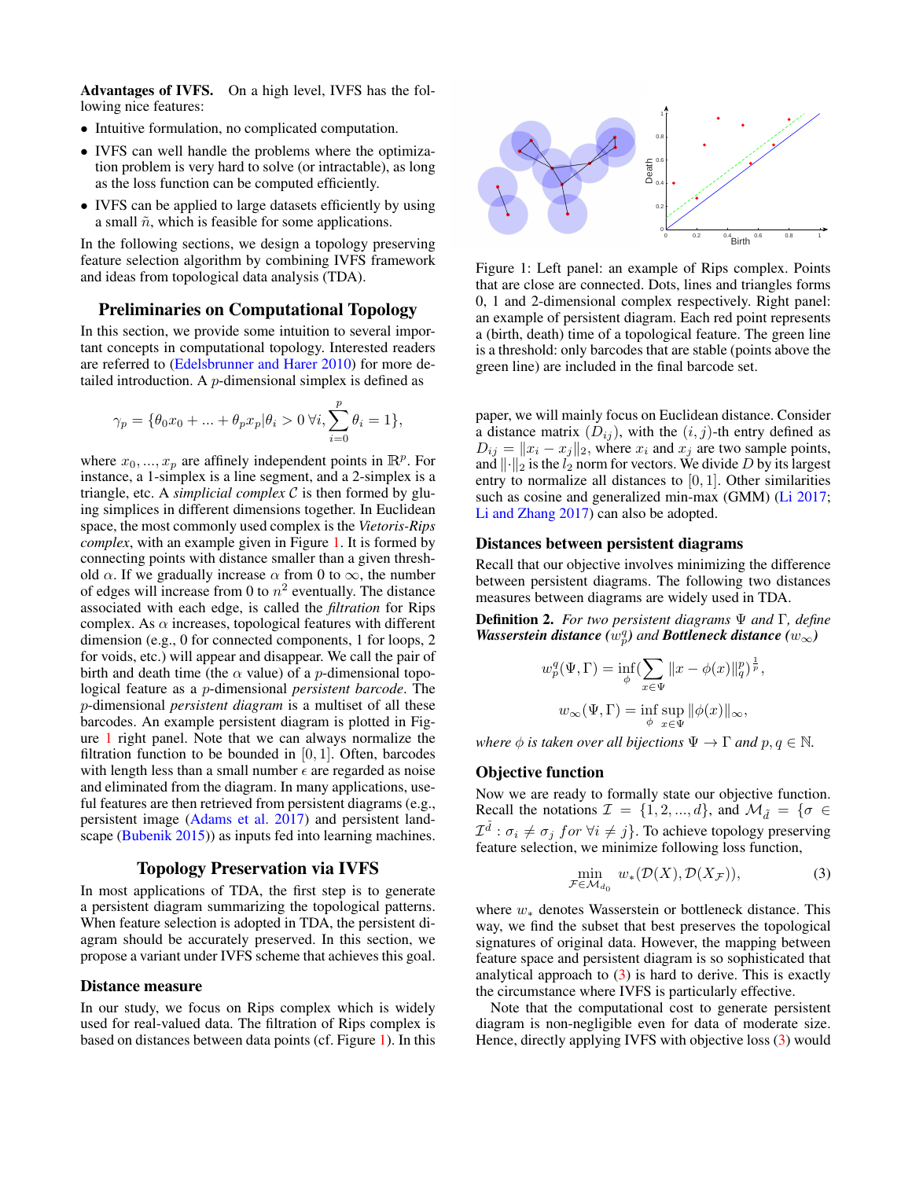**Advantages of IVFS.** On a high level, IVFS has the following nice features:

- Intuitive formulation, no complicated computation.
- IVFS can well handle the problems where the optimization problem is very hard to solve (or intractable), as long as the loss function can be computed efficiently.
- IVFS can be applied to large datasets efficiently by using a small $\tilde{n}$, which is feasible for some applications.

In the following sections, we design a topology preserving feature selection algorithm by combining IVFS framework and ideas from topological data analysis (TDA).

## Preliminaries on Computational Topology

In this section, we provide some intuition to several important concepts in computational topology. Interested readers are referred to (Edelsbrunner and Harer 2010) for more detailed introduction. A $p$-dimensional simplex is defined as

$$\gamma_p = \{\theta_0 x_0 + ... + \theta_p x_p | \theta_i > 0 \, \forall i, \sum_{i=0}^{p} \theta_i = 1\},$$

where $x_0, ..., x_p$ are affinely independent points in $\mathbb{R}^p$. For instance, a 1-simplex is a line segment, and a 2-simplex is a triangle, etc. A *simplicial complex* $\mathcal{C}$ is then formed by gluing simplices in different dimensions together. In Euclidean space, the most commonly used complex is the *Vietoris-Rips complex*, with an example given in Figure 1. It is formed by connecting points with distance smaller than a given threshold $\alpha$. If we gradually increase $\alpha$ from 0 to $\infty$, the number of edges will increase from 0 to $n^2$ eventually. The distance associated with each edge, is called the *filtration* for Rips complex. As $\alpha$ increases, topological features with different dimension (e.g., 0 for connected components, 1 for loops, 2 for voids, etc.) will appear and disappear. We call the pair of birth and death time (the $\alpha$ value) of a $p$-dimensional topological feature as a $p$-dimensional *persistent barcode*. The $p$-dimensional *persistent diagram* is a multiset of all these barcodes. An example persistent diagram is plotted in Figure 1 right panel. Note that we can always normalize the filtration function to be bounded in $[0, 1]$. Often, barcodes with length less than a small number $\epsilon$ are regarded as noise and eliminated from the diagram. In many applications, useful features are then retrieved from persistent diagrams (e.g., persistent image (Adams et al. 2017) and persistent landscape (Bubenik 2015)) as inputs fed into learning machines.

Figure 1: Left panel: an example of Rips complex. Points that are close are connected. Dots, lines and triangles forms 0, 1 and 2-dimensional complex respectively. Right panel: an example of persistent diagram. Each red point represents a (birth, death) time of a topological feature. The green line is a threshold: only barcodes that are stable (points above the green line) are included in the final barcode set.

## Topology Preservation via IVFS

In most applications of TDA, the first step is to generate a persistent diagram summarizing the topological patterns. When feature selection is adopted in TDA, the persistent diagram should be accurately preserved. In this section, we propose a variant under IVFS scheme that achieves this goal.

### Distance measure

In our study, we focus on Rips complex which is widely used for real-valued data. The filtration of Rips complex is based on distances between data points (cf. Figure 1). In this paper, we will mainly focus on Euclidean distance. Consider a distance matrix $(D_{ij})$, with the $(i, j)$-th entry defined as $D_{ij} = \|x_i - x_j\|_2$, where $x_i$ and $x_j$ are two sample points, and $\|\cdot\|_2$ is the $l_2$ norm for vectors. We divide $D$ by its largest entry to normalize all distances to $[0, 1]$. Other similarities such as cosine and generalized min-max (GMM) (Li 2017; Li and Zhang 2017) can also be adopted.

### Distances between persistent diagrams

Recall that our objective involves minimizing the difference between persistent diagrams. The following two distances measures between diagrams are widely used in TDA.

**Definition 2.** *For two persistent diagrams $\Psi$ and $\Gamma$, define **Wasserstein distance** ($w_p^q$) and **Bottleneck distance** ($w_\infty$)*

$$w_p^q(\Psi, \Gamma) = \inf_\phi \Big(\sum_{x \in \Psi} \|x - \phi(x)\|_q^p\Big)^{\frac{1}{p}},$$

$$w_\infty(\Psi, \Gamma) = \inf_\phi \sup_{x \in \Psi} \|\phi(x)\|_\infty,$$

*where $\phi$ is taken over all bijections $\Psi \to \Gamma$ and $p, q \in \mathbb{N}$.*

### Objective function

Now we are ready to formally state our objective function. Recall the notations $\mathcal{I} = \{1, 2, ..., d\}$, and $\mathcal{M}_{\tilde{d}} = \{\sigma \in \mathcal{I}^{\tilde{d}} : \sigma_i \neq \sigma_j \; for \; \forall i \neq j\}$. To achieve topology preserving feature selection, we minimize following loss function,

$$\min_{\mathcal{F} \in \mathcal{M}_{d_0}} \; w_*(\mathcal{D}(X), \mathcal{D}(X_\mathcal{F})), \tag{3}$$

where $w_*$ denotes Wasserstein or bottleneck distance. This way, we find the subset that best preserves the topological signatures of original data. However, the mapping between feature space and persistent diagram is so sophisticated that analytical approach to (3) is hard to derive. This is exactly the circumstance where IVFS is particularly effective.

Note that the computational cost to generate persistent diagram is non-negligible even for data of moderate size. Hence, directly applying IVFS with objective loss (3) would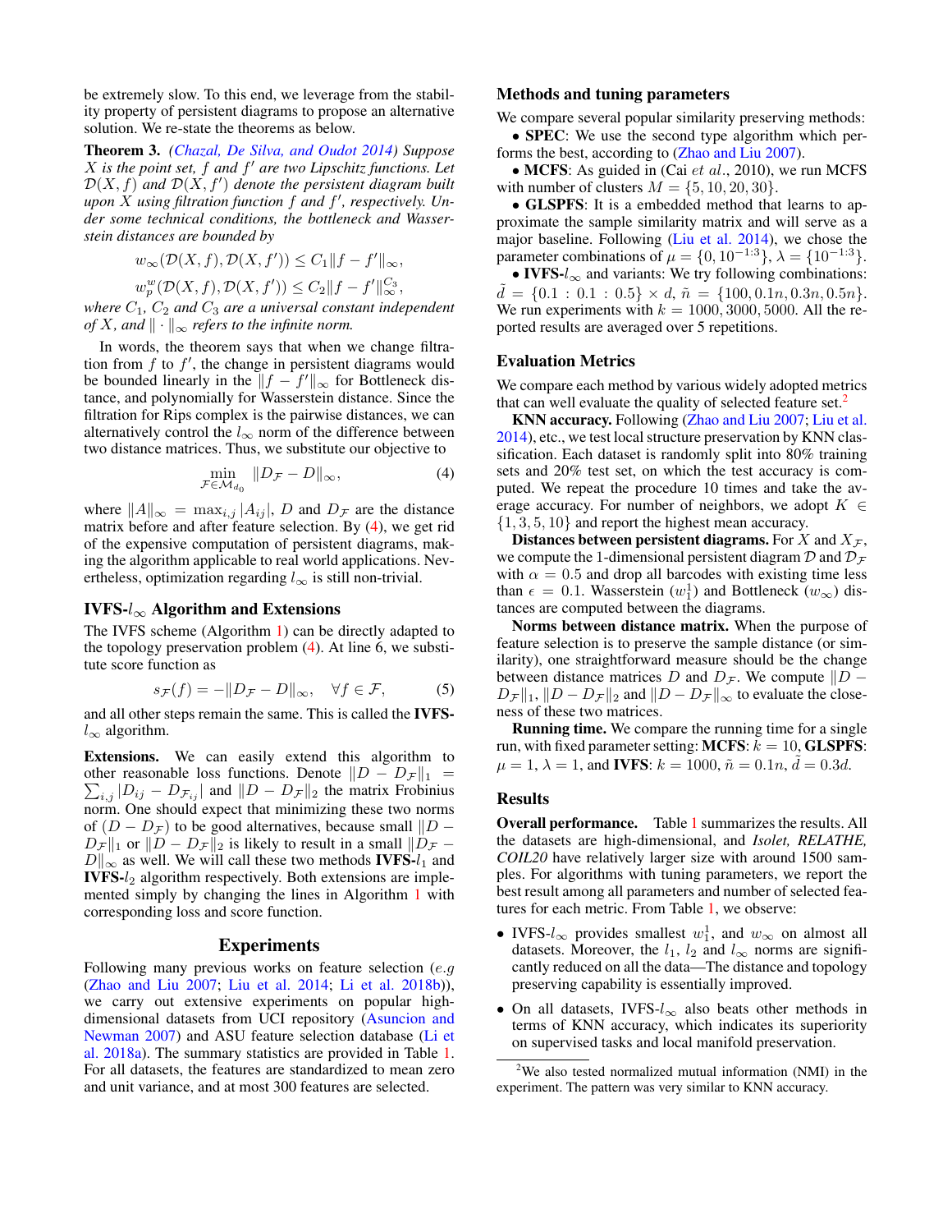be extremely slow. To this end, we leverage from the stability property of persistent diagrams to propose an alternative solution. We re-state the theorems as below.

**Theorem 3.** *(Chazal, De Silva, and Oudot 2014) Suppose $X$ is the point set, $f$ and $f'$ are two Lipschitz functions. Let $\mathcal{D}(X,f)$ and $\mathcal{D}(X,f')$ denote the persistent diagram built upon $X$ using filtration function $f$ and $f'$, respectively. Under some technical conditions, the bottleneck and Wasserstein distances are bounded by*

$$w_\infty(\mathcal{D}(X,f),\mathcal{D}(X,f')) \le C_1\|f-f'\|_\infty,$$

$$w_p^w(\mathcal{D}(X,f),\mathcal{D}(X,f')) \le C_2\|f-f'\|_\infty^{C_3},$$

*where $C_1$, $C_2$ and $C_3$ are a universal constant independent of $X$, and $\|\cdot\|_\infty$ refers to the infinite norm.*

In words, the theorem says that when we change filtration from $f$ to $f'$, the change in persistent diagrams would be bounded linearly in the $\|f-f'\|_\infty$ for Bottleneck distance, and polynomially for Wasserstein distance. Since the filtration for Rips complex is the pairwise distances, we can alternatively control the $l_\infty$ norm of the difference between two distance matrices. Thus, we substitute our objective to

$$\min_{\mathcal{F}\in\mathcal{M}_{d_0}} \|D_\mathcal{F}-D\|_\infty, \tag{4}$$

where $\|A\|_\infty = \max_{i,j}|A_{ij}|$, $D$ and $D_\mathcal{F}$ are the distance matrix before and after feature selection. By (4), we get rid of the expensive computation of persistent diagrams, making the algorithm applicable to real world applications. Nevertheless, optimization regarding $l_\infty$ is still non-trivial.

### IVFS-$l_\infty$ Algorithm and Extensions

The IVFS scheme (Algorithm 1) can be directly adapted to the topology preservation problem (4). At line 6, we substitute score function as

$$s_\mathcal{F}(f) = -\|D_\mathcal{F}-D\|_\infty, \quad \forall f\in\mathcal{F}, \tag{5}$$

and all other steps remain the same. This is called the **IVFS-$l_\infty$** algorithm.

**Extensions.** We can easily extend this algorithm to other reasonable loss functions. Denote $\|D-D_\mathcal{F}\|_1 = \sum_{i,j}|D_{ij}-D_{\mathcal{F}_{ij}}|$ and $\|D-D_\mathcal{F}\|_2$ the matrix Frobinius norm. One should expect that minimizing these two norms of $(D-D_\mathcal{F})$ to be good alternatives, because small $\|D-D_\mathcal{F}\|_1$ or $\|D-D_\mathcal{F}\|_2$ is likely to result in a small $\|D_\mathcal{F}-D\|_\infty$ as well. We will call these two methods **IVFS-$l_1$** and **IVFS-$l_2$** algorithm respectively. Both extensions are implemented simply by changing the lines in Algorithm 1 with corresponding loss and score function.

## Experiments

Following many previous works on feature selection (*e.g* (Zhao and Liu 2007; Liu et al. 2014; Li et al. 2018b)), we carry out extensive experiments on popular high-dimensional datasets from UCI repository (Asuncion and Newman 2007) and ASU feature selection database (Li et al. 2018a). The summary statistics are provided in Table 1. For all datasets, the features are standardized to mean zero and unit variance, and at most 300 features are selected.

### Methods and tuning parameters

We compare several popular similarity preserving methods:

• **SPEC**: We use the second type algorithm which performs the best, according to (Zhao and Liu 2007).

• **MCFS**: As guided in (Cai *et al.*, 2010), we run MCFS with number of clusters $M=\{5,10,20,30\}$.

• **GLSPFS**: It is a embedded method that learns to approximate the sample similarity matrix and will serve as a major baseline. Following (Liu et al. 2014), we chose the parameter combinations of $\mu=\{0,10^{-1:3}\}$, $\lambda=\{10^{-1:3}\}$.

• **IVFS-$l_\infty$** and variants: We try following combinations: $\tilde{d}=\{0.1:0.1:0.5\}\times d$, $\tilde{n}=\{100,0.1n,0.3n,0.5n\}$. We run experiments with $k=1000,3000,5000$. All the reported results are averaged over 5 repetitions.

### Evaluation Metrics

We compare each method by various widely adopted metrics that can well evaluate the quality of selected feature set.[2]

**KNN accuracy.** Following (Zhao and Liu 2007; Liu et al. 2014), etc., we test local structure preservation by KNN classification. Each dataset is randomly split into 80% training sets and 20% test set, on which the test accuracy is computed. We repeat the procedure 10 times and take the average accuracy. For number of neighbors, we adopt $K\in\{1,3,5,10\}$ and report the highest mean accuracy.

**Distances between persistent diagrams.** For $X$ and $X_\mathcal{F}$, we compute the 1-dimensional persistent diagram $\mathcal{D}$ and $\mathcal{D}_\mathcal{F}$ with $\alpha=0.5$ and drop all barcodes with existing time less than $\epsilon=0.1$. Wasserstein ($w_1^1$) and Bottleneck ($w_\infty$) distances are computed between the diagrams.

**Norms between distance matrix.** When the purpose of feature selection is to preserve the sample distance (or similarity), one straightforward measure should be the change between distance matrices $D$ and $D_\mathcal{F}$. We compute $\|D-D_\mathcal{F}\|_1$, $\|D-D_\mathcal{F}\|_2$ and $\|D-D_\mathcal{F}\|_\infty$ to evaluate the closeness of these two matrices.

**Running time.** We compare the running time for a single run, with fixed parameter setting: **MCFS**: $k=10$, **GLSPFS**: $\mu=1$, $\lambda=1$, and **IVFS**: $k=1000$, $\tilde{n}=0.1n$, $\tilde{d}=0.3d$.

### Results

**Overall performance.** Table 1 summarizes the results. All the datasets are high-dimensional, and *Isolet, RELATHE, COIL20* have relatively larger size with around 1500 samples. For algorithms with tuning parameters, we report the best result among all parameters and number of selected features for each metric. From Table 1, we observe:

- IVFS-$l_\infty$ provides smallest $w_1^1$, and $w_\infty$ on almost all datasets. Moreover, the $l_1$, $l_2$ and $l_\infty$ norms are significantly reduced on all the data—The distance and topology preserving capability is essentially improved.
- On all datasets, IVFS-$l_\infty$ also beats other methods in terms of KNN accuracy, which indicates its superiority on supervised tasks and local manifold preservation.

[2] We also tested normalized mutual information (NMI) in the experiment. The pattern was very similar to KNN accuracy.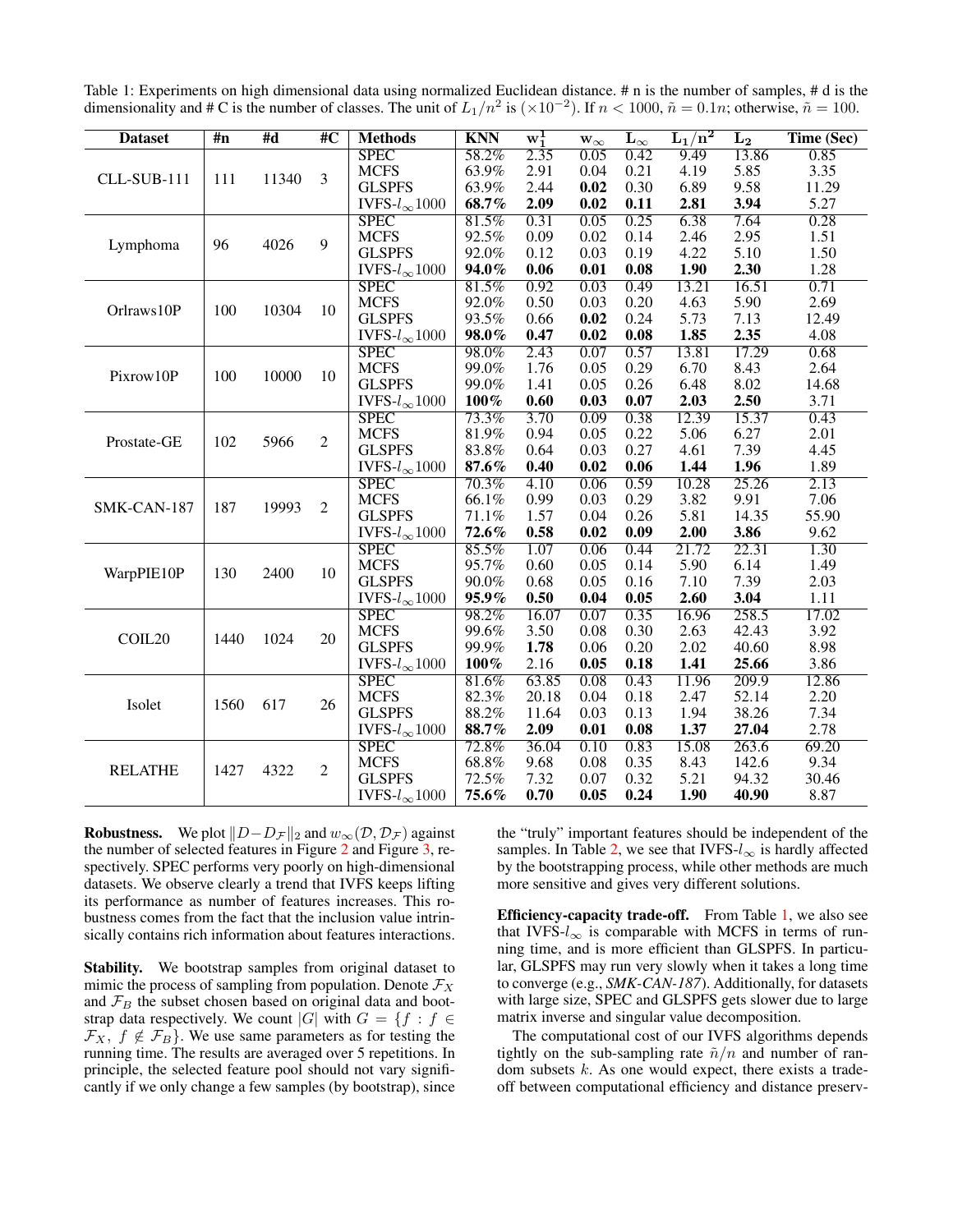Table 1: Experiments on high dimensional data using normalized Euclidean distance. # n is the number of samples, # d is the dimensionality and # C is the number of classes. The unit of $L_1/n^2$ is $(\times 10^{-2})$. If $n < 1000$, $\tilde{n} = 0.1n$; otherwise, $\tilde{n} = 100$.

| Dataset | #n | #d | #C | Methods | KNN | $\mathbf{w_1^1}$ | $\mathbf{w_\infty}$ | $\mathbf{L_\infty}$ | $\mathbf{L_1/n^2}$ | $\mathbf{L_2}$ | Time (Sec) |
|---|---|---|---|---|---|---|---|---|---|---|---|
| CLL-SUB-111 | 111 | 11340 | 3 | SPEC | 58.2% | 2.35 | 0.05 | 0.42 | 9.49 | 13.86 | 0.85 |
| | | | | MCFS | 63.9% | 2.91 | 0.04 | 0.21 | 4.19 | 5.85 | 3.35 |
| | | | | GLSPFS | 63.9% | 2.44 | **0.02** | 0.30 | 6.89 | 9.58 | 11.29 |
| | | | | IVFS-$l_\infty$1000 | **68.7%** | **2.09** | **0.02** | **0.11** | **2.81** | **3.94** | 5.27 |
| Lymphoma | 96 | 4026 | 9 | SPEC | 81.5% | 0.31 | 0.05 | 0.25 | 6.38 | 7.64 | 0.28 |
| | | | | MCFS | 92.5% | 0.09 | 0.02 | 0.14 | 2.46 | 2.95 | 1.51 |
| | | | | GLSPFS | 92.0% | 0.12 | 0.03 | 0.19 | 4.22 | 5.10 | 1.50 |
| | | | | IVFS-$l_\infty$1000 | **94.0%** | **0.06** | **0.01** | **0.08** | **1.90** | **2.30** | 1.28 |
| Orlraws10P | 100 | 10304 | 10 | SPEC | 81.5% | 0.92 | 0.03 | 0.49 | 13.21 | 16.51 | 0.71 |
| | | | | MCFS | 92.0% | 0.50 | 0.03 | 0.20 | 4.63 | 5.90 | 2.69 |
| | | | | GLSPFS | 93.5% | 0.66 | **0.02** | 0.24 | 5.73 | 7.13 | 12.49 |
| | | | | IVFS-$l_\infty$1000 | **98.0%** | **0.47** | **0.02** | **0.08** | **1.85** | **2.35** | 4.08 |
| Pixrow10P | 100 | 10000 | 10 | SPEC | 98.0% | 2.43 | 0.07 | 0.57 | 13.81 | 17.29 | 0.68 |
| | | | | MCFS | 99.0% | 1.76 | 0.05 | 0.29 | 6.70 | 8.43 | 2.64 |
| | | | | GLSPFS | 99.0% | 1.41 | 0.05 | 0.26 | 6.48 | 8.02 | 14.68 |
| | | | | IVFS-$l_\infty$1000 | **100%** | **0.60** | **0.03** | **0.07** | **2.03** | **2.50** | 3.71 |
| Prostate-GE | 102 | 5966 | 2 | SPEC | 73.3% | 3.70 | 0.09 | 0.38 | 12.39 | 15.37 | 0.43 |
| | | | | MCFS | 81.9% | 0.94 | 0.05 | 0.22 | 5.06 | 6.27 | 2.01 |
| | | | | GLSPFS | 83.8% | 0.64 | 0.03 | 0.27 | 4.61 | 7.39 | 4.45 |
| | | | | IVFS-$l_\infty$1000 | **87.6%** | **0.40** | **0.02** | **0.06** | **1.44** | **1.96** | 1.89 |
| SMK-CAN-187 | 187 | 19993 | 2 | SPEC | 70.3% | 4.10 | 0.06 | 0.59 | 10.28 | 25.26 | 2.13 |
| | | | | MCFS | 66.1% | 0.99 | 0.03 | 0.29 | 3.82 | 9.91 | 7.06 |
| | | | | GLSPFS | 71.1% | 1.57 | 0.04 | 0.26 | 5.81 | 14.35 | 55.90 |
| | | | | IVFS-$l_\infty$1000 | **72.6%** | **0.58** | **0.02** | **0.09** | **2.00** | **3.86** | 9.62 |
| WarpPIE10P | 130 | 2400 | 10 | SPEC | 85.5% | 1.07 | 0.06 | 0.44 | 21.72 | 22.31 | 1.30 |
| | | | | MCFS | 95.7% | 0.60 | 0.05 | 0.14 | 5.90 | 6.14 | 1.49 |
| | | | | GLSPFS | 90.0% | 0.68 | 0.05 | 0.16 | 7.10 | 7.39 | 2.03 |
| | | | | IVFS-$l_\infty$1000 | **95.9%** | **0.50** | **0.04** | **0.05** | **2.60** | **3.04** | 1.11 |
| COIL20 | 1440 | 1024 | 20 | SPEC | 98.2% | 16.07 | 0.07 | 0.35 | 16.96 | 258.5 | 17.02 |
| | | | | MCFS | 99.6% | 3.50 | 0.08 | 0.30 | 2.63 | 42.43 | 3.92 |
| | | | | GLSPFS | 99.9% | **1.78** | 0.06 | 0.20 | 2.02 | 40.60 | 8.98 |
| | | | | IVFS-$l_\infty$1000 | **100%** | 2.16 | **0.05** | **0.18** | **1.41** | **25.66** | 3.86 |
| Isolet | 1560 | 617 | 26 | SPEC | 81.6% | 63.85 | 0.08 | 0.43 | 11.96 | 209.9 | 12.86 |
| | | | | MCFS | 82.3% | 20.18 | 0.04 | 0.18 | 2.47 | 52.14 | 2.20 |
| | | | | GLSPFS | 88.2% | 11.64 | 0.03 | 0.13 | 1.94 | 38.26 | 7.34 |
| | | | | IVFS-$l_\infty$1000 | **88.7%** | **2.09** | **0.01** | **0.08** | **1.37** | **27.04** | 2.78 |
| RELATHE | 1427 | 4322 | 2 | SPEC | 72.8% | 36.04 | 0.10 | 0.83 | 15.08 | 263.6 | 69.20 |
| | | | | MCFS | 68.8% | 9.68 | 0.08 | 0.35 | 8.43 | 142.6 | 9.34 |
| | | | | GLSPFS | 72.5% | 7.32 | 0.07 | 0.32 | 5.21 | 94.32 | 30.46 |
| | | | | IVFS-$l_\infty$1000 | **75.6%** | **0.70** | **0.05** | **0.24** | **1.90** | **40.90** | 8.87 |

**Robustness.** We plot $\|D - D_{\mathcal{F}}\|_2$ and $w_\infty(\mathcal{D}, \mathcal{D}_{\mathcal{F}})$ against the number of selected features in Figure 2 and Figure 3, respectively. SPEC performs very poorly on high-dimensional datasets. We observe clearly a trend that IVFS keeps lifting its performance as number of features increases. This robustness comes from the fact that the inclusion value intrinsically contains rich information about features interactions.

**Stability.** We bootstrap samples from original dataset to mimic the process of sampling from population. Denote $\mathcal{F}_X$ and $\mathcal{F}_B$ the subset chosen based on original data and bootstrap data respectively. We count $|G|$ with $G = \{f : f \in \mathcal{F}_X,\ f \notin \mathcal{F}_B\}$. We use same parameters as for testing the running time. The results are averaged over 5 repetitions. In principle, the selected feature pool should not vary significantly if we only change a few samples (by bootstrap), since the "truly" important features should be independent of the samples. In Table 2, we see that IVFS-$l_\infty$ is hardly affected by the bootstrapping process, while other methods are much more sensitive and gives very different solutions.

**Efficiency-capacity trade-off.** From Table 1, we also see that IVFS-$l_\infty$ is comparable with MCFS in terms of running time, and is more efficient than GLSPFS. In particular, GLSPFS may run very slowly when it takes a long time to converge (e.g., *SMK-CAN-187*). Additionally, for datasets with large size, SPEC and GLSPFS gets slower due to large matrix inverse and singular value decomposition.

The computational cost of our IVFS algorithms depends tightly on the sub-sampling rate $\tilde{n}/n$ and number of random subsets $k$. As one would expect, there exists a trade-off between computational efficiency and distance preserv-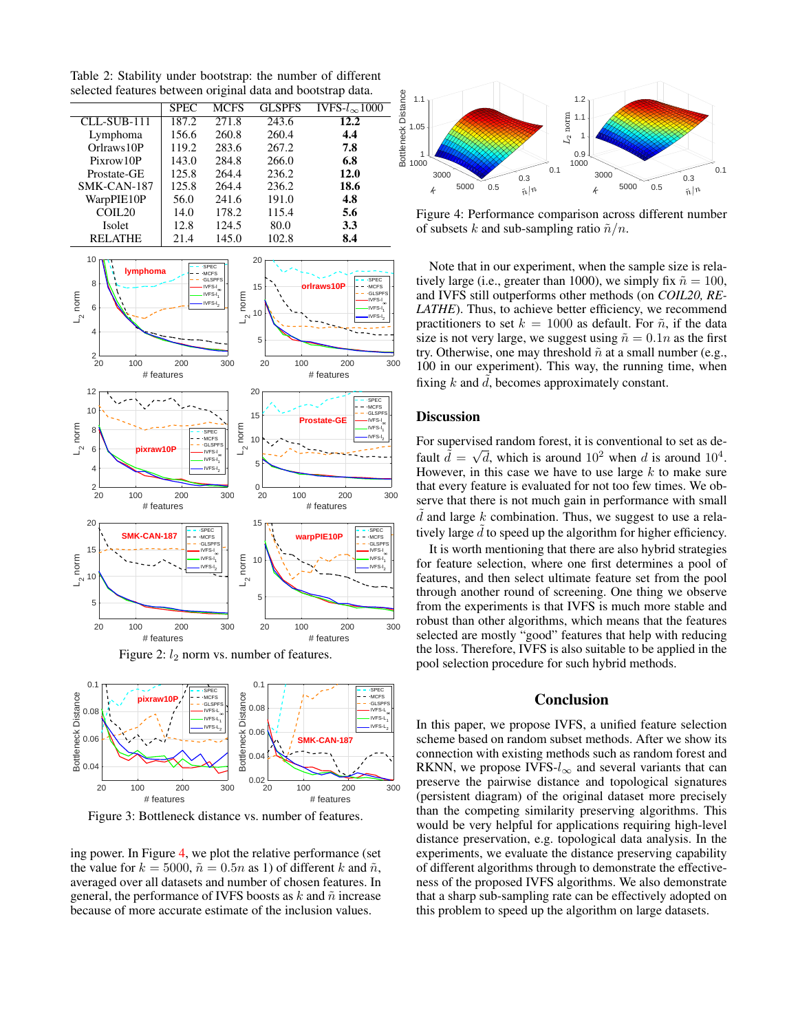Table 2: Stability under bootstrap: the number of different selected features between original data and bootstrap data.

| | SPEC | MCFS | GLSPFS | IVFS-$l_\infty$ 1000 |
|---|---|---|---|---|
| CLL-SUB-111 | 187.2 | 271.8 | 243.6 | **12.2** |
| Lymphoma | 156.6 | 260.8 | 260.4 | **4.4** |
| Orlraws10P | 119.2 | 283.6 | 267.2 | **7.8** |
| Pixrow10P | 143.0 | 284.8 | 266.0 | **6.8** |
| Prostate-GE | 125.8 | 264.4 | 236.2 | **12.0** |
| SMK-CAN-187 | 125.8 | 264.4 | 236.2 | **18.6** |
| WarpPIE10P | 56.0 | 241.6 | 191.0 | **4.8** |
| COIL20 | 14.0 | 178.2 | 115.4 | **5.6** |
| Isolet | 12.8 | 124.5 | 80.0 | **3.3** |
| RELATHE | 21.4 | 145.0 | 102.8 | **8.4** |

Figure 2: $l_2$ norm vs. number of features.

Figure 3: Bottleneck distance vs. number of features.

ing power. In Figure 4, we plot the relative performance (set the value for $k = 5000$, $\tilde{n} = 0.5n$ as 1) of different $k$ and $\tilde{n}$, averaged over all datasets and number of chosen features. In general, the performance of IVFS boosts as $k$ and $\tilde{n}$ increase because of more accurate estimate of the inclusion values.

Figure 4: Performance comparison across different number of subsets $k$ and sub-sampling ratio $\tilde{n}/n$.

Note that in our experiment, when the sample size is relatively large (i.e., greater than 1000), we simply fix $\tilde{n} = 100$, and IVFS still outperforms other methods (on *COIL20, RELATHE*). Thus, to achieve better efficiency, we recommend practitioners to set $k = 1000$ as default. For $\tilde{n}$, if the data size is not very large, we suggest using $\tilde{n} = 0.1n$ as the first try. Otherwise, one may threshold $\tilde{n}$ at a small number (e.g., 100 in our experiment). This way, the running time, when fixing $k$ and $\tilde{d}$, becomes approximately constant.

## Discussion

For supervised random forest, it is conventional to set as default $\tilde{d} = \sqrt{d}$, which is around $10^2$ when $d$ is around $10^4$. However, in this case we have to use large $k$ to make sure that every feature is evaluated for not too few times. We observe that there is not much gain in performance with small $\tilde{d}$ and large $k$ combination. Thus, we suggest to use a relatively large $\tilde{d}$ to speed up the algorithm for higher efficiency.

It is worth mentioning that there are also hybrid strategies for feature selection, where one first determines a pool of features, and then select ultimate feature set from the pool through another round of screening. One thing we observe from the experiments is that IVFS is much more stable and robust than other algorithms, which means that the features selected are mostly "good" features that help with reducing the loss. Therefore, IVFS is also suitable to be applied in the pool selection procedure for such hybrid methods.

## Conclusion

In this paper, we propose IVFS, a unified feature selection scheme based on random subset methods. After we show its connection with existing methods such as random forest and RKNN, we propose IVFS-$l_\infty$ and several variants that can preserve the pairwise distance and topological signatures (persistent diagram) of the original dataset more precisely than the competing similarity preserving algorithms. This would be very helpful for applications requiring high-level distance preservation, e.g. topological data analysis. In the experiments, we evaluate the distance preserving capability of different algorithms through to demonstrate the effectiveness of the proposed IVFS algorithms. We also demonstrate that a sharp sub-sampling rate can be effectively adopted on this problem to speed up the algorithm on large datasets.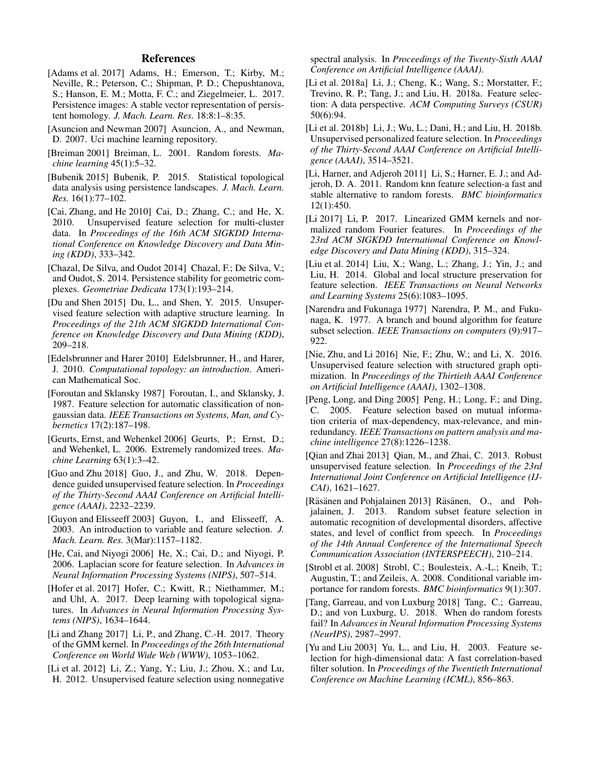## References

[Adams et al. 2017] Adams, H.; Emerson, T.; Kirby, M.; Neville, R.; Peterson, C.; Shipman, P. D.; Chepushtanova, S.; Hanson, E. M.; Motta, F. C.; and Ziegelmeier, L. 2017. Persistence images: A stable vector representation of persistent homology. *J. Mach. Learn. Res.* 18:8:1–8:35.

[Asuncion and Newman 2007] Asuncion, A., and Newman, D. 2007. Uci machine learning repository.

[Breiman 2001] Breiman, L. 2001. Random forests. *Machine learning* 45(1):5–32.

[Bubenik 2015] Bubenik, P. 2015. Statistical topological data analysis using persistence landscapes. *J. Mach. Learn. Res.* 16(1):77–102.

[Cai, Zhang, and He 2010] Cai, D.; Zhang, C.; and He, X. 2010. Unsupervised feature selection for multi-cluster data. In *Proceedings of the 16th ACM SIGKDD International Conference on Knowledge Discovery and Data Mining (KDD)*, 333–342.

[Chazal, De Silva, and Oudot 2014] Chazal, F.; De Silva, V.; and Oudot, S. 2014. Persistence stability for geometric complexes. *Geometriae Dedicata* 173(1):193–214.

[Du and Shen 2015] Du, L., and Shen, Y. 2015. Unsupervised feature selection with adaptive structure learning. In *Proceedings of the 21th ACM SIGKDD International Conference on Knowledge Discovery and Data Mining (KDD)*, 209–218.

[Edelsbrunner and Harer 2010] Edelsbrunner, H., and Harer, J. 2010. *Computational topology: an introduction*. American Mathematical Soc.

[Foroutan and Sklansky 1987] Foroutan, I., and Sklansky, J. 1987. Feature selection for automatic classification of non-gaussian data. *IEEE Transactions on Systems, Man, and Cybernetics* 17(2):187–198.

[Geurts, Ernst, and Wehenkel 2006] Geurts, P.; Ernst, D.; and Wehenkel, L. 2006. Extremely randomized trees. *Machine Learning* 63(1):3–42.

[Guo and Zhu 2018] Guo, J., and Zhu, W. 2018. Dependence guided unsupervised feature selection. In *Proceedings of the Thirty-Second AAAI Conference on Artificial Intelligence (AAAI)*, 2232–2239.

[Guyon and Elisseeff 2003] Guyon, I., and Elisseeff, A. 2003. An introduction to variable and feature selection. *J. Mach. Learn. Res.* 3(Mar):1157–1182.

[He, Cai, and Niyogi 2006] He, X.; Cai, D.; and Niyogi, P. 2006. Laplacian score for feature selection. In *Advances in Neural Information Processing Systems (NIPS)*, 507–514.

[Hofer et al. 2017] Hofer, C.; Kwitt, R.; Niethammer, M.; and Uhl, A. 2017. Deep learning with topological signatures. In *Advances in Neural Information Processing Systems (NIPS)*, 1634–1644.

[Li and Zhang 2017] Li, P., and Zhang, C.-H. 2017. Theory of the GMM kernel. In *Proceedings of the 26th International Conference on World Wide Web (WWW)*, 1053–1062.

[Li et al. 2012] Li, Z.; Yang, Y.; Liu, J.; Zhou, X.; and Lu, H. 2012. Unsupervised feature selection using nonnegative spectral analysis. In *Proceedings of the Twenty-Sixth AAAI Conference on Artificial Intelligence (AAAI)*.

[Li et al. 2018a] Li, J.; Cheng, K.; Wang, S.; Morstatter, F.; Trevino, R. P.; Tang, J.; and Liu, H. 2018a. Feature selection: A data perspective. *ACM Computing Surveys (CSUR)* 50(6):94.

[Li et al. 2018b] Li, J.; Wu, L.; Dani, H.; and Liu, H. 2018b. Unsupervised personalized feature selection. In *Proceedings of the Thirty-Second AAAI Conference on Artificial Intelligence (AAAI)*, 3514–3521.

[Li, Harner, and Adjeroh 2011] Li, S.; Harner, E. J.; and Adjeroh, D. A. 2011. Random knn feature selection-a fast and stable alternative to random forests. *BMC bioinformatics* 12(1):450.

[Li 2017] Li, P. 2017. Linearized GMM kernels and normalized random Fourier features. In *Proceedings of the 23rd ACM SIGKDD International Conference on Knowledge Discovery and Data Mining (KDD)*, 315–324.

[Liu et al. 2014] Liu, X.; Wang, L.; Zhang, J.; Yin, J.; and Liu, H. 2014. Global and local structure preservation for feature selection. *IEEE Transactions on Neural Networks and Learning Systems* 25(6):1083–1095.

[Narendra and Fukunaga 1977] Narendra, P. M., and Fukunaga, K. 1977. A branch and bound algorithm for feature subset selection. *IEEE Transactions on computers* (9):917–922.

[Nie, Zhu, and Li 2016] Nie, F.; Zhu, W.; and Li, X. 2016. Unsupervised feature selection with structured graph optimization. In *Proceedings of the Thirtieth AAAI Conference on Artificial Intelligence (AAAI)*, 1302–1308.

[Peng, Long, and Ding 2005] Peng, H.; Long, F.; and Ding, C. 2005. Feature selection based on mutual information criteria of max-dependency, max-relevance, and min-redundancy. *IEEE Transactions on pattern analysis and machine intelligence* 27(8):1226–1238.

[Qian and Zhai 2013] Qian, M., and Zhai, C. 2013. Robust unsupervised feature selection. In *Proceedings of the 23rd International Joint Conference on Artificial Intelligence (IJCAI)*, 1621–1627.

[Räsänen and Pohjalainen 2013] Räsänen, O., and Pohjalainen, J. 2013. Random subset feature selection in automatic recognition of developmental disorders, affective states, and level of conflict from speech. In *Proceedings of the 14th Annual Conference of the International Speech Communication Association (INTERSPEECH)*, 210–214.

[Strobl et al. 2008] Strobl, C.; Boulesteix, A.-L.; Kneib, T.; Augustin, T.; and Zeileis, A. 2008. Conditional variable importance for random forests. *BMC bioinformatics* 9(1):307.

[Tang, Garreau, and von Luxburg 2018] Tang, C.; Garreau, D.; and von Luxburg, U. 2018. When do random forests fail? In *Advances in Neural Information Processing Systems (NeurIPS)*, 2987–2997.

[Yu and Liu 2003] Yu, L., and Liu, H. 2003. Feature selection for high-dimensional data: A fast correlation-based filter solution. In *Proceedings of the Twentieth International Conference on Machine Learning (ICML)*, 856–863.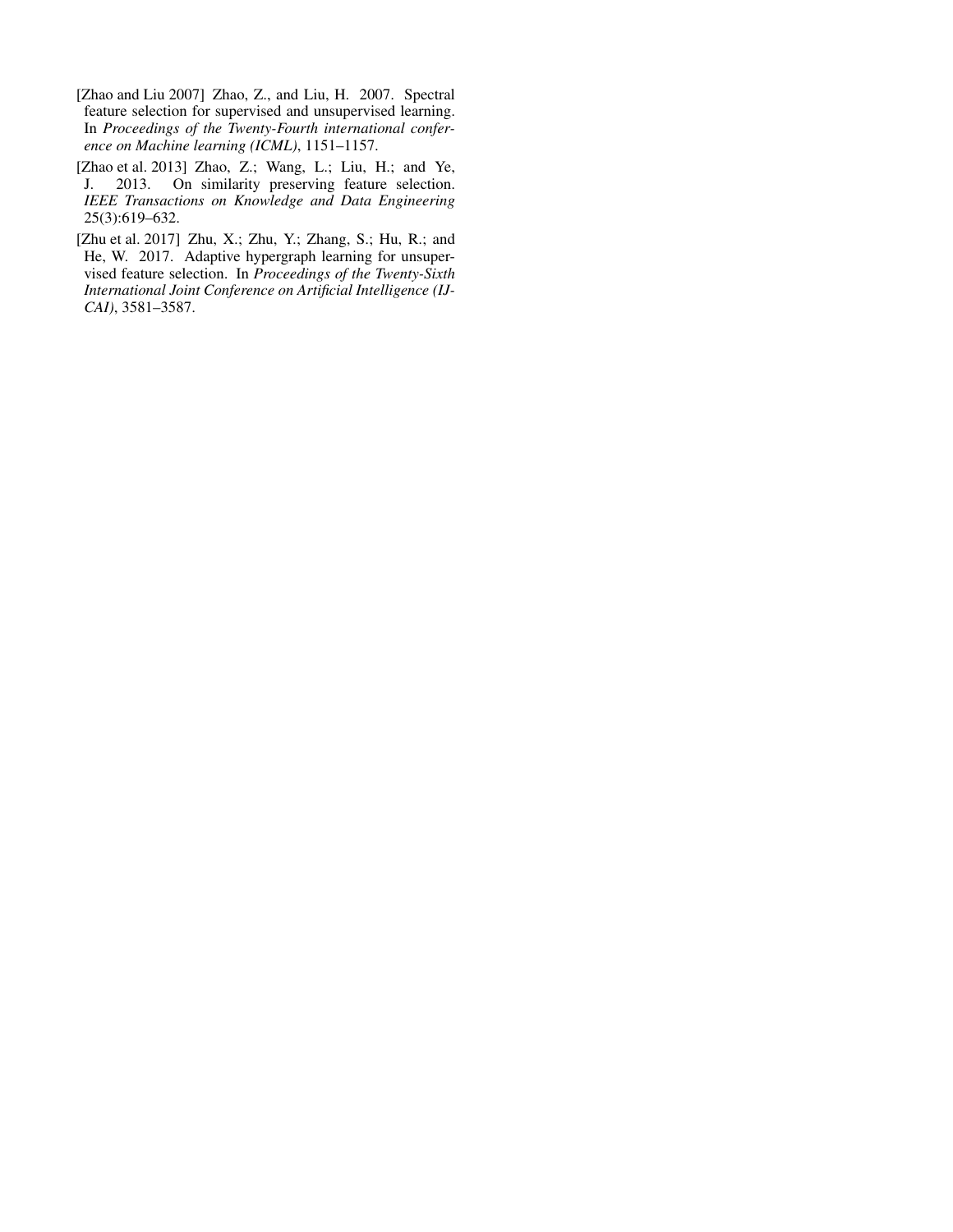[Zhao and Liu 2007] Zhao, Z., and Liu, H. 2007. Spectral feature selection for supervised and unsupervised learning. In *Proceedings of the Twenty-Fourth international conference on Machine learning (ICML)*, 1151–1157.

[Zhao et al. 2013] Zhao, Z.; Wang, L.; Liu, H.; and Ye, J. 2013. On similarity preserving feature selection. *IEEE Transactions on Knowledge and Data Engineering* 25(3):619–632.

[Zhu et al. 2017] Zhu, X.; Zhu, Y.; Zhang, S.; Hu, R.; and He, W. 2017. Adaptive hypergraph learning for unsupervised feature selection. In *Proceedings of the Twenty-Sixth International Joint Conference on Artificial Intelligence (IJCAI)*, 3581–3587.